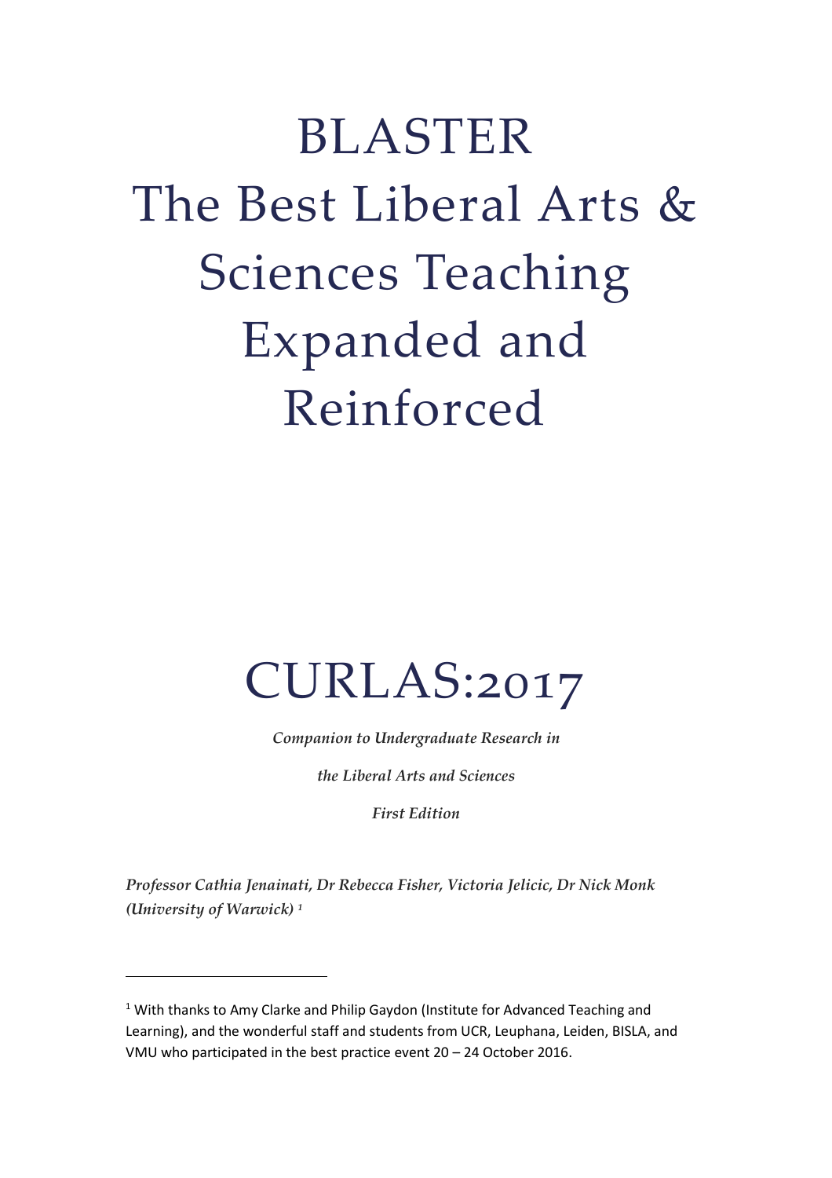# BLASTER
# The Best Liberal Arts & Sciences Teaching Expanded and Reinforced

# CURLAS:2017

***Companion to Undergraduate Research in***

***the Liberal Arts and Sciences***

***First Edition***

***Professor Cathia Jenainati, Dr Rebecca Fisher, Victoria Jelicic, Dr Nick Monk (University of Warwick)*** [1]

---

[1] With thanks to Amy Clarke and Philip Gaydon (Institute for Advanced Teaching and Learning), and the wonderful staff and students from UCR, Leuphana, Leiden, BISLA, and VMU who participated in the best practice event 20 – 24 October 2016.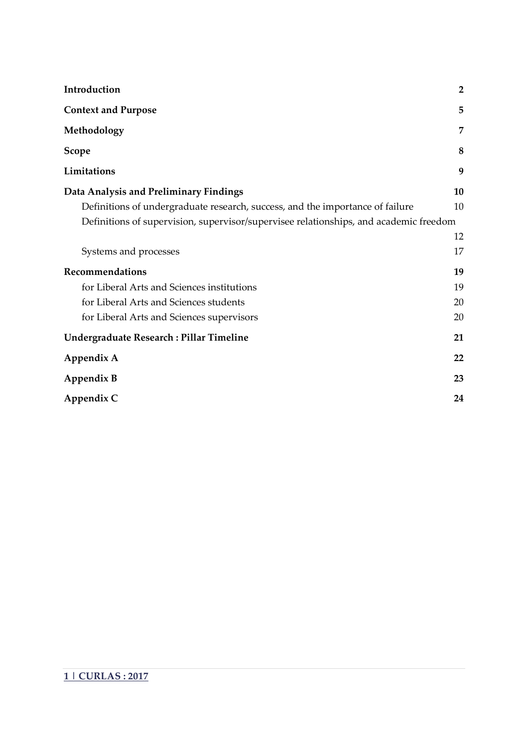| | |
|---|---|
| **Introduction** | **2** |
| **Context and Purpose** | **5** |
| **Methodology** | **7** |
| **Scope** | **8** |
| **Limitations** | **9** |
| **Data Analysis and Preliminary Findings** | **10** |
| Definitions of undergraduate research, success, and the importance of failure | 10 |
| Definitions of supervision, supervisor/supervisee relationships, and academic freedom | 12 |
| Systems and processes | 17 |
| **Recommendations** | **19** |
| for Liberal Arts and Sciences institutions | 19 |
| for Liberal Arts and Sciences students | 20 |
| for Liberal Arts and Sciences supervisors | 20 |
| **Undergraduate Research : Pillar Timeline** | **21** |
| **Appendix A** | **22** |
| **Appendix B** | **23** |
| **Appendix C** | **24** |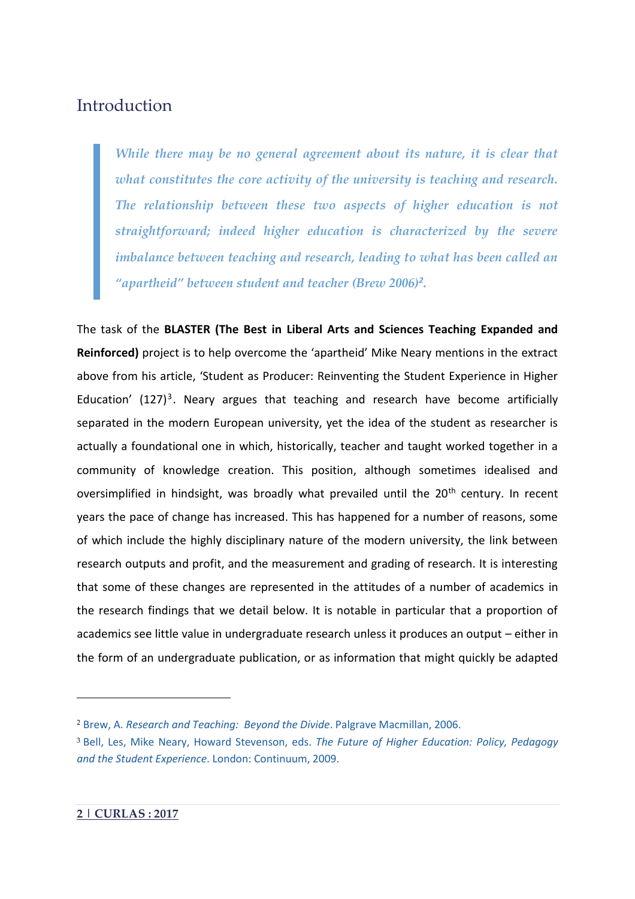# Introduction

> *While there may be no general agreement about its nature, it is clear that what constitutes the core activity of the university is teaching and research. The relationship between these two aspects of higher education is not straightforward; indeed higher education is characterized by the severe imbalance between teaching and research, leading to what has been called an "apartheid" between student and teacher (Brew 2006)[2].*

The task of the **BLASTER (The Best in Liberal Arts and Sciences Teaching Expanded and Reinforced)** project is to help overcome the 'apartheid' Mike Neary mentions in the extract above from his article, 'Student as Producer: Reinventing the Student Experience in Higher Education' (127)[3]. Neary argues that teaching and research have become artificially separated in the modern European university, yet the idea of the student as researcher is actually a foundational one in which, historically, teacher and taught worked together in a community of knowledge creation. This position, although sometimes idealised and oversimplified in hindsight, was broadly what prevailed until the 20th century. In recent years the pace of change has increased. This has happened for a number of reasons, some of which include the highly disciplinary nature of the modern university, the link between research outputs and profit, and the measurement and grading of research. It is interesting that some of these changes are represented in the attitudes of a number of academics in the research findings that we detail below. It is notable in particular that a proportion of academics see little value in undergraduate research unless it produces an output – either in the form of an undergraduate publication, or as information that might quickly be adapted

---

[2] Brew, A. *Research and Teaching: Beyond the Divide*. Palgrave Macmillan, 2006.

[3] Bell, Les, Mike Neary, Howard Stevenson, eds. *The Future of Higher Education: Policy, Pedagogy and the Student Experience*. London: Continuum, 2009.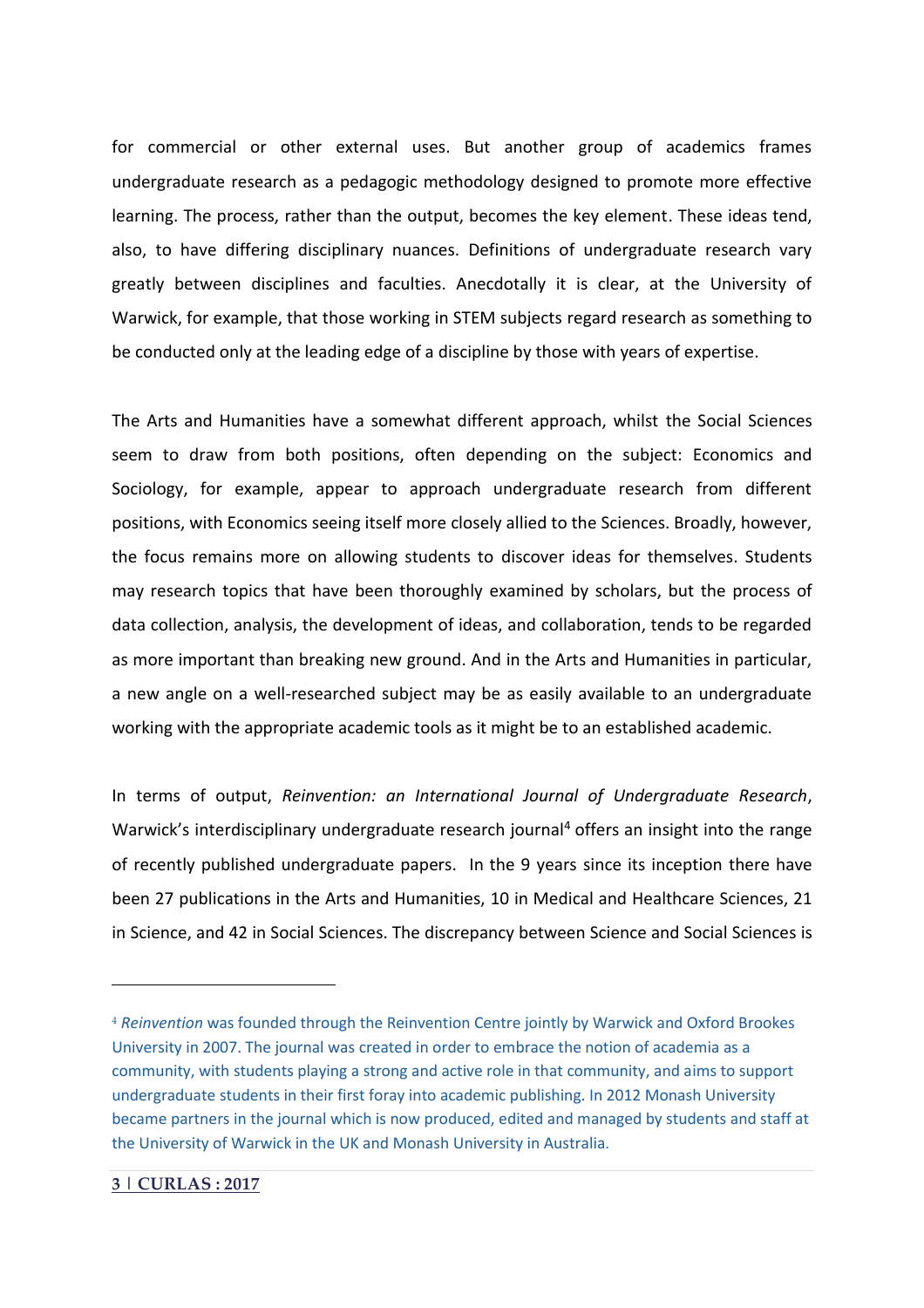for commercial or other external uses. But another group of academics frames undergraduate research as a pedagogic methodology designed to promote more effective learning. The process, rather than the output, becomes the key element. These ideas tend, also, to have differing disciplinary nuances. Definitions of undergraduate research vary greatly between disciplines and faculties. Anecdotally it is clear, at the University of Warwick, for example, that those working in STEM subjects regard research as something to be conducted only at the leading edge of a discipline by those with years of expertise.

The Arts and Humanities have a somewhat different approach, whilst the Social Sciences seem to draw from both positions, often depending on the subject: Economics and Sociology, for example, appear to approach undergraduate research from different positions, with Economics seeing itself more closely allied to the Sciences. Broadly, however, the focus remains more on allowing students to discover ideas for themselves. Students may research topics that have been thoroughly examined by scholars, but the process of data collection, analysis, the development of ideas, and collaboration, tends to be regarded as more important than breaking new ground. And in the Arts and Humanities in particular, a new angle on a well-researched subject may be as easily available to an undergraduate working with the appropriate academic tools as it might be to an established academic.

In terms of output, *Reinvention: an International Journal of Undergraduate Research*, Warwick's interdisciplinary undergraduate research journal[4] offers an insight into the range of recently published undergraduate papers. In the 9 years since its inception there have been 27 publications in the Arts and Humanities, 10 in Medical and Healthcare Sciences, 21 in Science, and 42 in Social Sciences. The discrepancy between Science and Social Sciences is

---

[4] *Reinvention* was founded through the Reinvention Centre jointly by Warwick and Oxford Brookes University in 2007. The journal was created in order to embrace the notion of academia as a community, with students playing a strong and active role in that community, and aims to support undergraduate students in their first foray into academic publishing. In 2012 Monash University became partners in the journal which is now produced, edited and managed by students and staff at the University of Warwick in the UK and Monash University in Australia.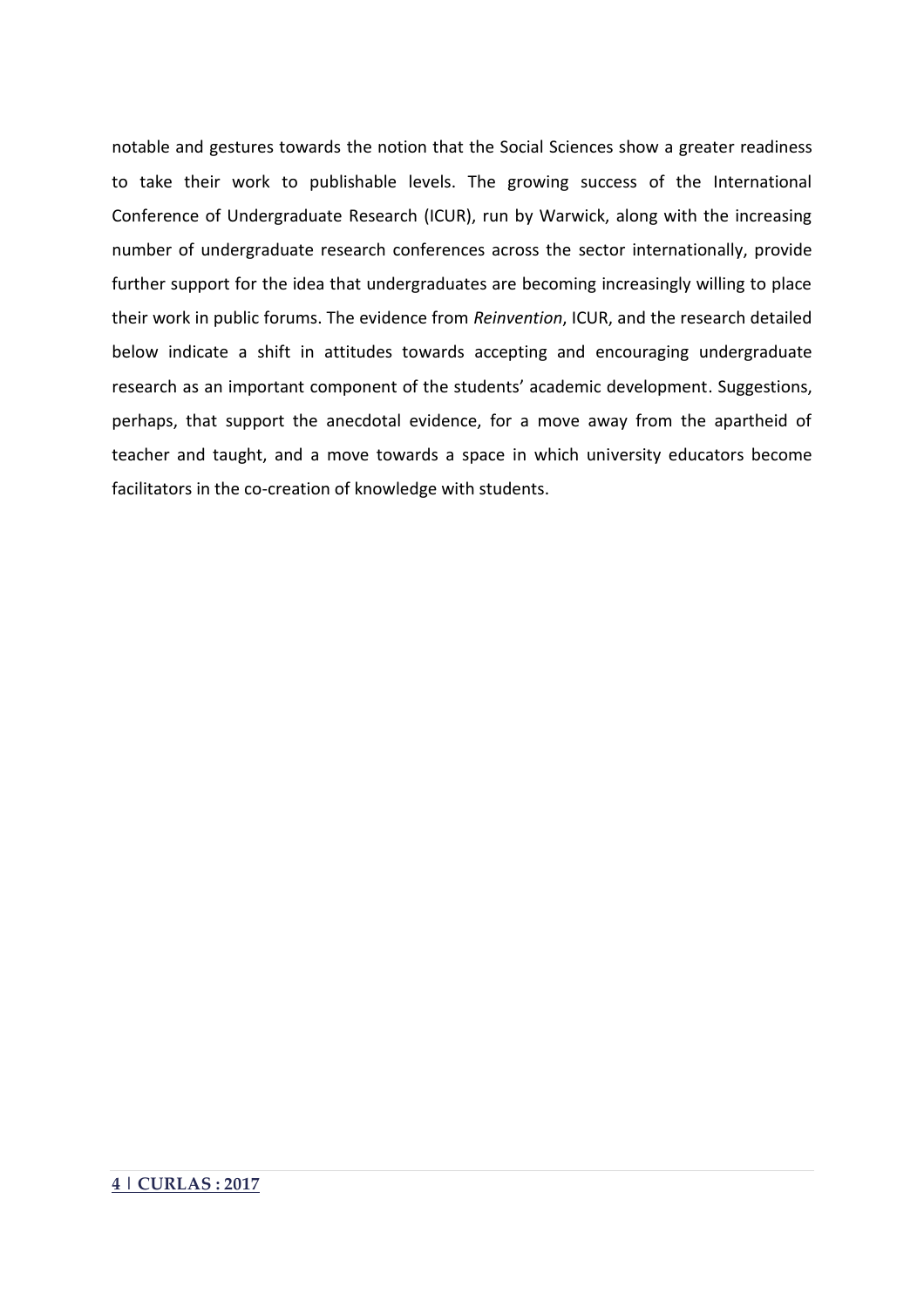notable and gestures towards the notion that the Social Sciences show a greater readiness to take their work to publishable levels. The growing success of the International Conference of Undergraduate Research (ICUR), run by Warwick, along with the increasing number of undergraduate research conferences across the sector internationally, provide further support for the idea that undergraduates are becoming increasingly willing to place their work in public forums. The evidence from *Reinvention*, ICUR, and the research detailed below indicate a shift in attitudes towards accepting and encouraging undergraduate research as an important component of the students' academic development. Suggestions, perhaps, that support the anecdotal evidence, for a move away from the apartheid of teacher and taught, and a move towards a space in which university educators become facilitators in the co-creation of knowledge with students.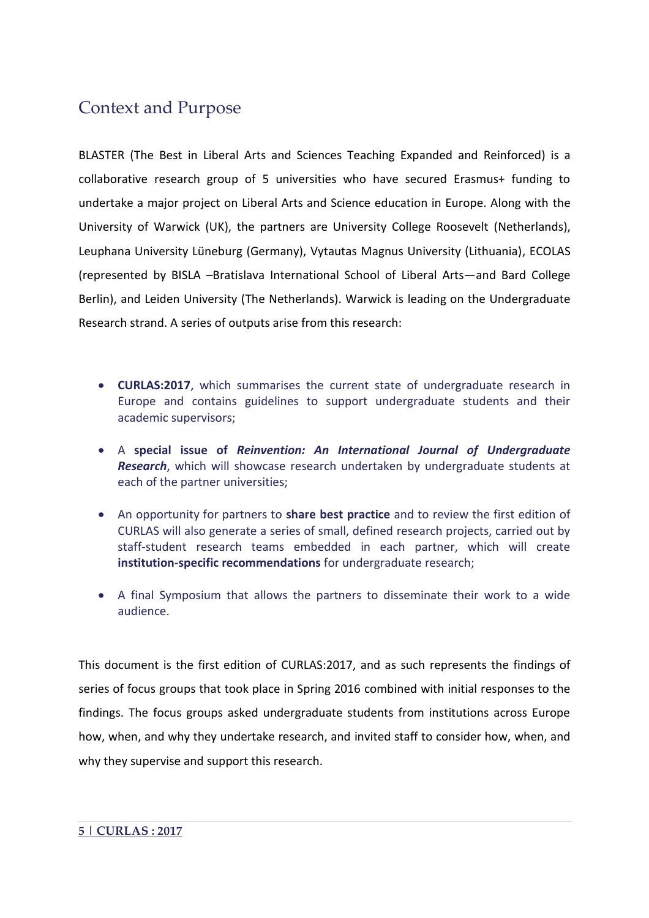## Context and Purpose

BLASTER (The Best in Liberal Arts and Sciences Teaching Expanded and Reinforced) is a collaborative research group of 5 universities who have secured Erasmus+ funding to undertake a major project on Liberal Arts and Science education in Europe. Along with the University of Warwick (UK), the partners are University College Roosevelt (Netherlands), Leuphana University Lüneburg (Germany), Vytautas Magnus University (Lithuania), ECOLAS (represented by BISLA –Bratislava International School of Liberal Arts—and Bard College Berlin), and Leiden University (The Netherlands). Warwick is leading on the Undergraduate Research strand. A series of outputs arise from this research:

- **CURLAS:2017**, which summarises the current state of undergraduate research in Europe and contains guidelines to support undergraduate students and their academic supervisors;
- A **special issue of *Reinvention: An International Journal of Undergraduate Research***, which will showcase research undertaken by undergraduate students at each of the partner universities;
- An opportunity for partners to **share best practice** and to review the first edition of CURLAS will also generate a series of small, defined research projects, carried out by staff-student research teams embedded in each partner, which will create **institution-specific recommendations** for undergraduate research;
- A final Symposium that allows the partners to disseminate their work to a wide audience.

This document is the first edition of CURLAS:2017, and as such represents the findings of series of focus groups that took place in Spring 2016 combined with initial responses to the findings. The focus groups asked undergraduate students from institutions across Europe how, when, and why they undertake research, and invited staff to consider how, when, and why they supervise and support this research.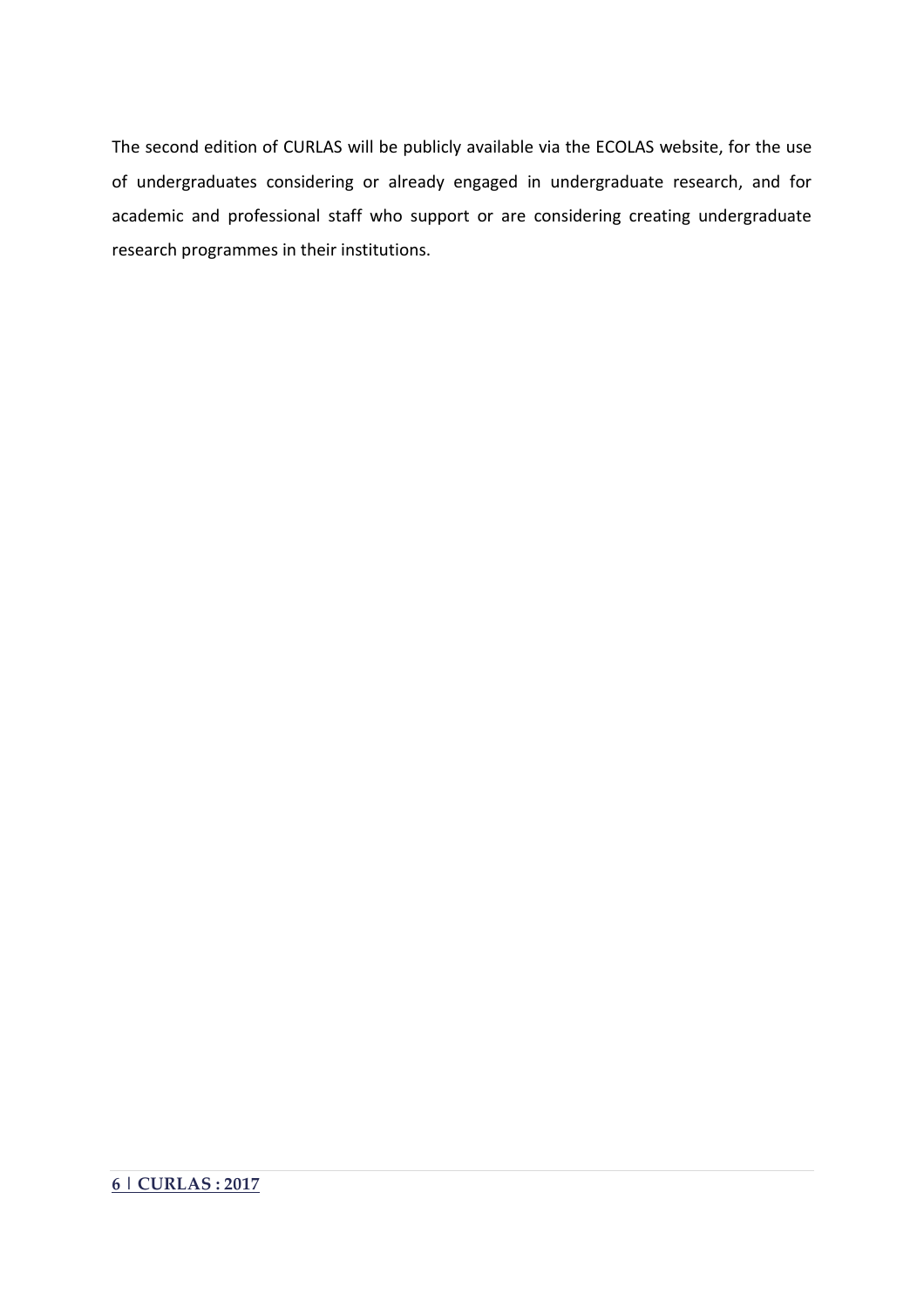The second edition of CURLAS will be publicly available via the ECOLAS website, for the use of undergraduates considering or already engaged in undergraduate research, and for academic and professional staff who support or are considering creating undergraduate research programmes in their institutions.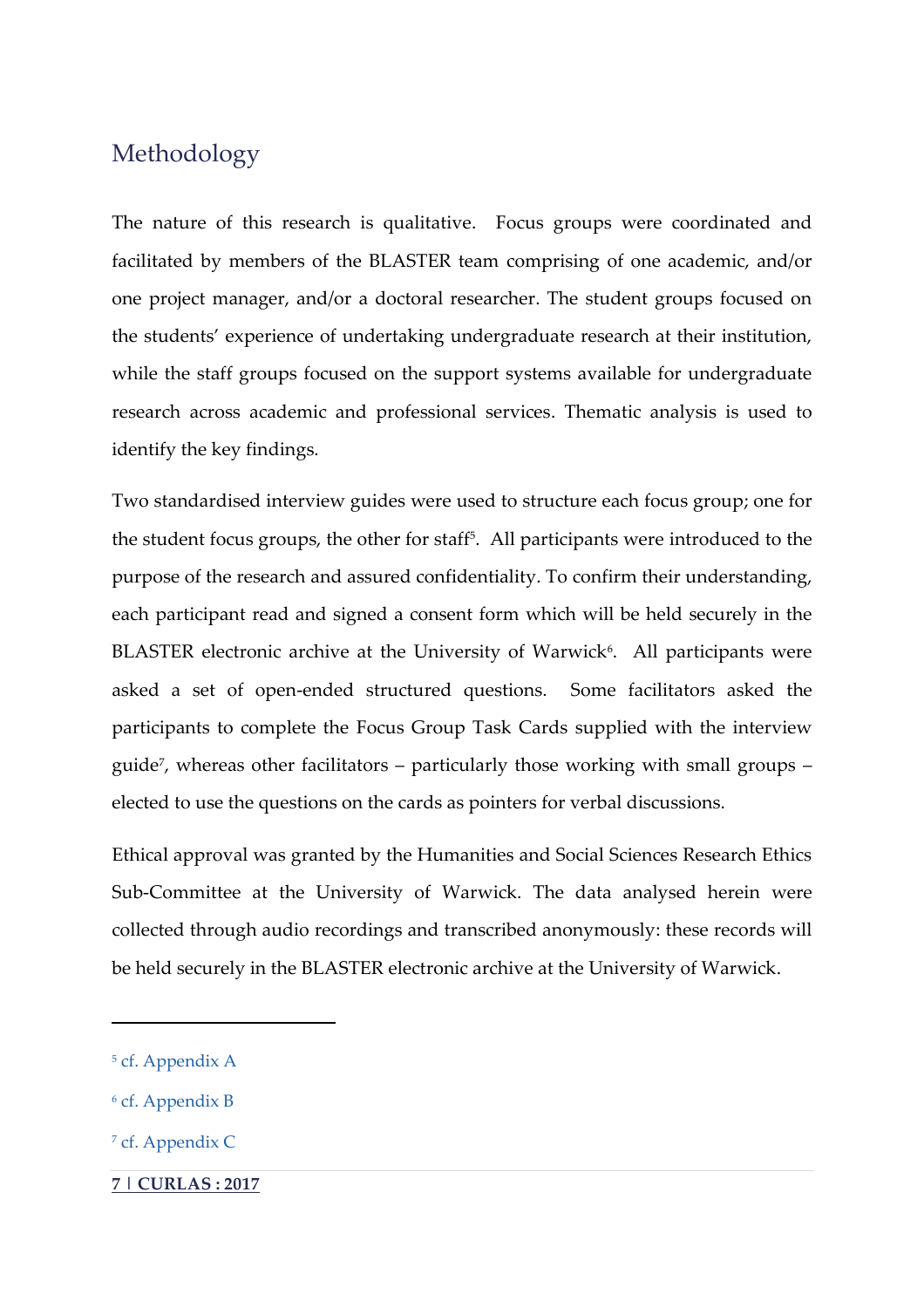## Methodology

The nature of this research is qualitative. Focus groups were coordinated and facilitated by members of the BLASTER team comprising of one academic, and/or one project manager, and/or a doctoral researcher. The student groups focused on the students' experience of undertaking undergraduate research at their institution, while the staff groups focused on the support systems available for undergraduate research across academic and professional services. Thematic analysis is used to identify the key findings.

Two standardised interview guides were used to structure each focus group; one for the student focus groups, the other for staff[5]. All participants were introduced to the purpose of the research and assured confidentiality. To confirm their understanding, each participant read and signed a consent form which will be held securely in the BLASTER electronic archive at the University of Warwick[6]. All participants were asked a set of open-ended structured questions. Some facilitators asked the participants to complete the Focus Group Task Cards supplied with the interview guide[7], whereas other facilitators – particularly those working with small groups – elected to use the questions on the cards as pointers for verbal discussions.

Ethical approval was granted by the Humanities and Social Sciences Research Ethics Sub-Committee at the University of Warwick. The data analysed herein were collected through audio recordings and transcribed anonymously: these records will be held securely in the BLASTER electronic archive at the University of Warwick.

---

[5] cf. Appendix A

[6] cf. Appendix B

[7] cf. Appendix C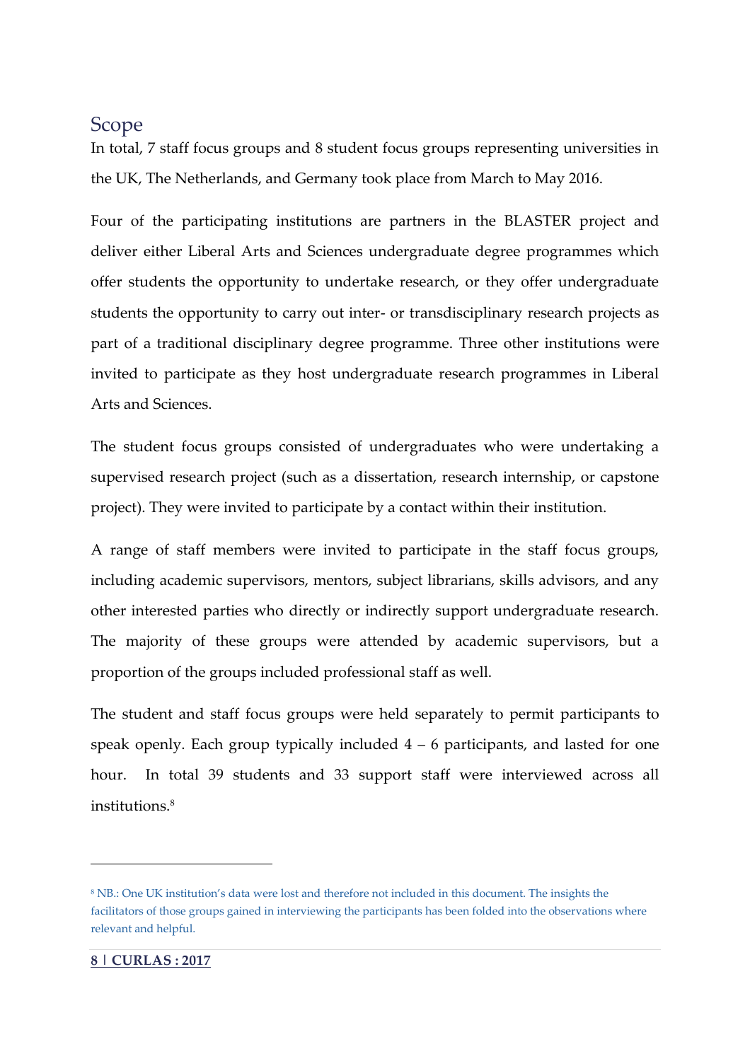## Scope

In total, 7 staff focus groups and 8 student focus groups representing universities in the UK, The Netherlands, and Germany took place from March to May 2016.

Four of the participating institutions are partners in the BLASTER project and deliver either Liberal Arts and Sciences undergraduate degree programmes which offer students the opportunity to undertake research, or they offer undergraduate students the opportunity to carry out inter- or transdisciplinary research projects as part of a traditional disciplinary degree programme. Three other institutions were invited to participate as they host undergraduate research programmes in Liberal Arts and Sciences.

The student focus groups consisted of undergraduates who were undertaking a supervised research project (such as a dissertation, research internship, or capstone project). They were invited to participate by a contact within their institution.

A range of staff members were invited to participate in the staff focus groups, including academic supervisors, mentors, subject librarians, skills advisors, and any other interested parties who directly or indirectly support undergraduate research. The majority of these groups were attended by academic supervisors, but a proportion of the groups included professional staff as well.

The student and staff focus groups were held separately to permit participants to speak openly. Each group typically included 4 – 6 participants, and lasted for one hour. In total 39 students and 33 support staff were interviewed across all institutions.[8]

[8] NB.: One UK institution's data were lost and therefore not included in this document. The insights the facilitators of those groups gained in interviewing the participants has been folded into the observations where relevant and helpful.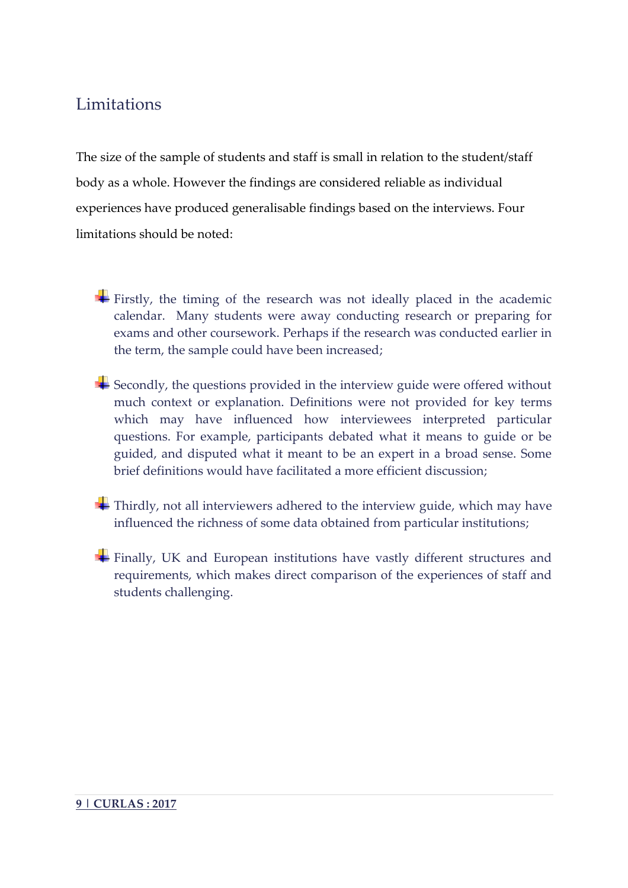## Limitations

The size of the sample of students and staff is small in relation to the student/staff body as a whole. However the findings are considered reliable as individual experiences have produced generalisable findings based on the interviews. Four limitations should be noted:

- Firstly, the timing of the research was not ideally placed in the academic calendar. Many students were away conducting research or preparing for exams and other coursework. Perhaps if the research was conducted earlier in the term, the sample could have been increased;
- Secondly, the questions provided in the interview guide were offered without much context or explanation. Definitions were not provided for key terms which may have influenced how interviewees interpreted particular questions. For example, participants debated what it means to guide or be guided, and disputed what it meant to be an expert in a broad sense. Some brief definitions would have facilitated a more efficient discussion;
- Thirdly, not all interviewers adhered to the interview guide, which may have influenced the richness of some data obtained from particular institutions;
- Finally, UK and European institutions have vastly different structures and requirements, which makes direct comparison of the experiences of staff and students challenging.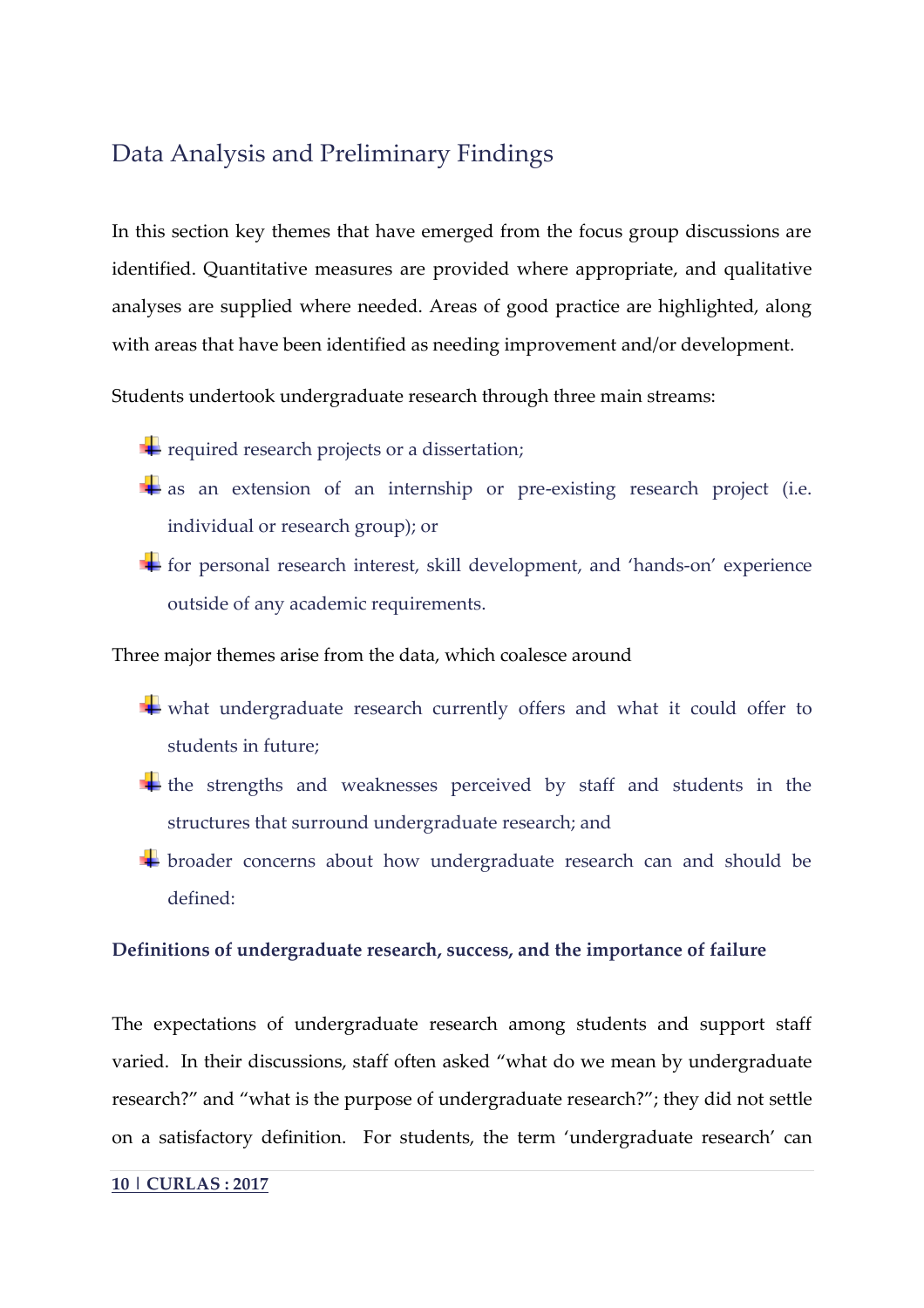## Data Analysis and Preliminary Findings

In this section key themes that have emerged from the focus group discussions are identified. Quantitative measures are provided where appropriate, and qualitative analyses are supplied where needed. Areas of good practice are highlighted, along with areas that have been identified as needing improvement and/or development.

Students undertook undergraduate research through three main streams:

- required research projects or a dissertation;
- as an extension of an internship or pre-existing research project (i.e. individual or research group); or
- for personal research interest, skill development, and 'hands-on' experience outside of any academic requirements.

Three major themes arise from the data, which coalesce around

- what undergraduate research currently offers and what it could offer to students in future;
- the strengths and weaknesses perceived by staff and students in the structures that surround undergraduate research; and
- broader concerns about how undergraduate research can and should be defined:

**Definitions of undergraduate research, success, and the importance of failure**

The expectations of undergraduate research among students and support staff varied. In their discussions, staff often asked "what do we mean by undergraduate research?" and "what is the purpose of undergraduate research?"; they did not settle on a satisfactory definition. For students, the term 'undergraduate research' can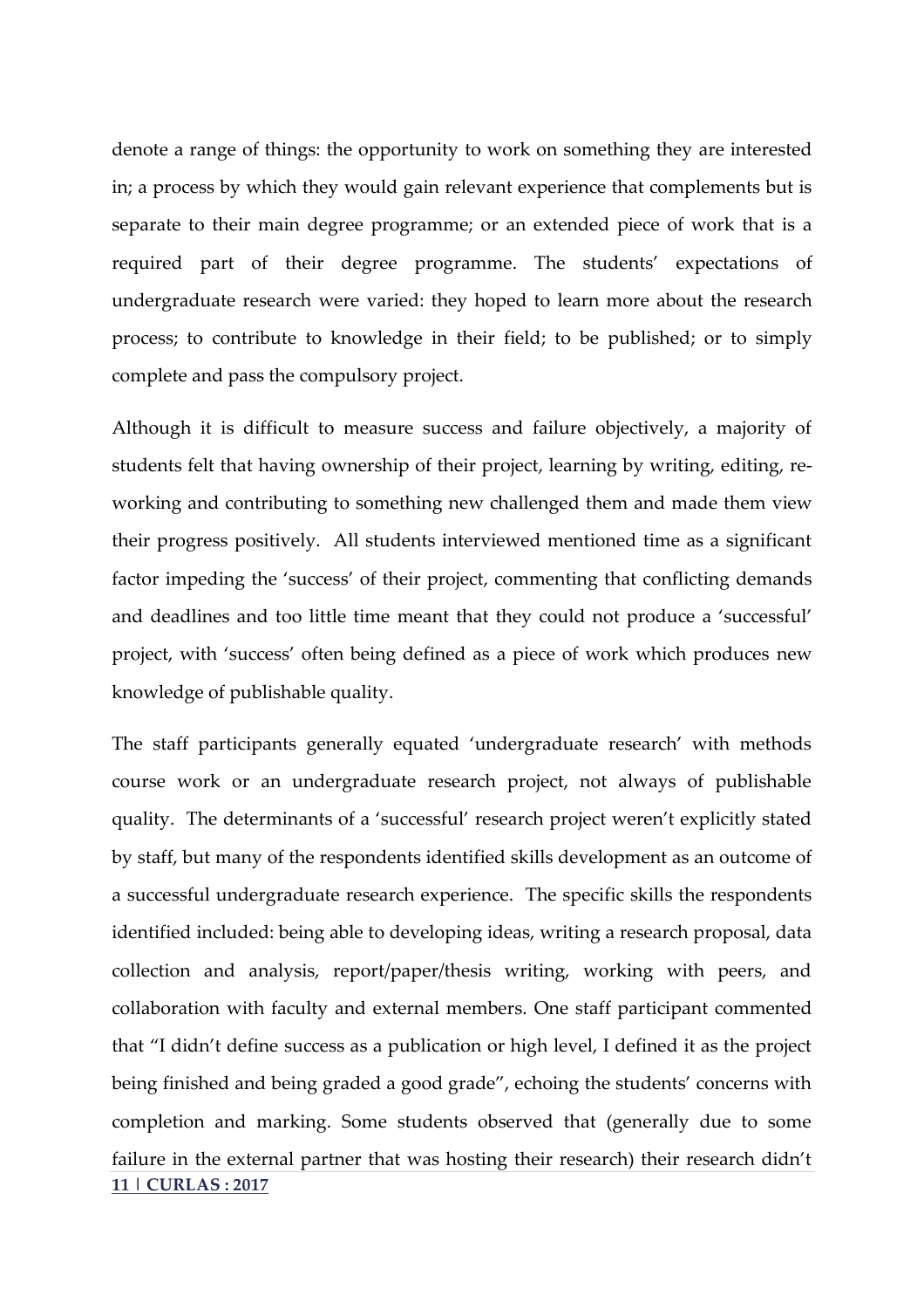denote a range of things: the opportunity to work on something they are interested in; a process by which they would gain relevant experience that complements but is separate to their main degree programme; or an extended piece of work that is a required part of their degree programme. The students' expectations of undergraduate research were varied: they hoped to learn more about the research process; to contribute to knowledge in their field; to be published; or to simply complete and pass the compulsory project.

Although it is difficult to measure success and failure objectively, a majority of students felt that having ownership of their project, learning by writing, editing, re-working and contributing to something new challenged them and made them view their progress positively. All students interviewed mentioned time as a significant factor impeding the 'success' of their project, commenting that conflicting demands and deadlines and too little time meant that they could not produce a 'successful' project, with 'success' often being defined as a piece of work which produces new knowledge of publishable quality.

The staff participants generally equated 'undergraduate research' with methods course work or an undergraduate research project, not always of publishable quality. The determinants of a 'successful' research project weren't explicitly stated by staff, but many of the respondents identified skills development as an outcome of a successful undergraduate research experience. The specific skills the respondents identified included: being able to developing ideas, writing a research proposal, data collection and analysis, report/paper/thesis writing, working with peers, and collaboration with faculty and external members. One staff participant commented that "I didn't define success as a publication or high level, I defined it as the project being finished and being graded a good grade", echoing the students' concerns with completion and marking. Some students observed that (generally due to some failure in the external partner that was hosting their research) their research didn't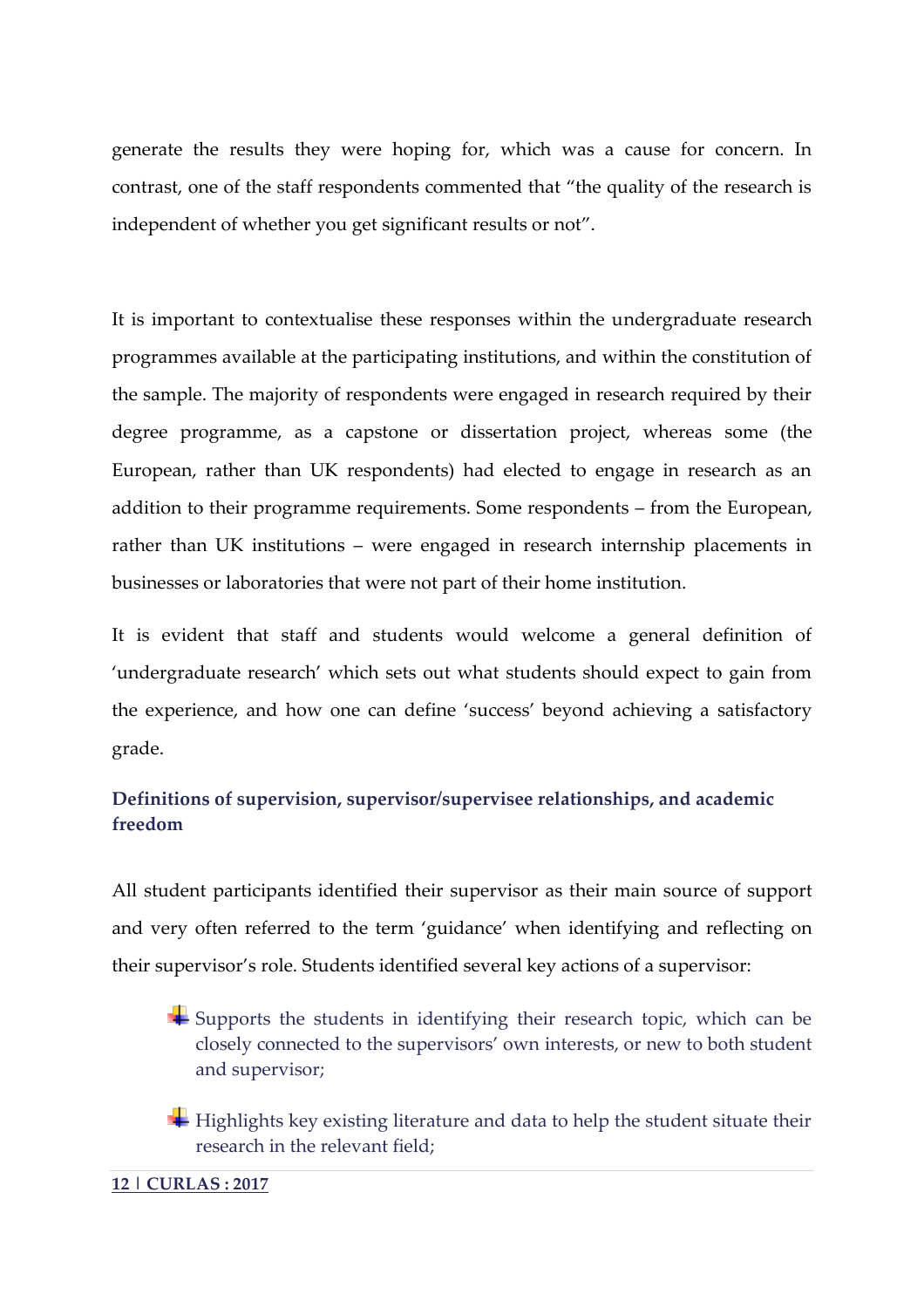generate the results they were hoping for, which was a cause for concern. In contrast, one of the staff respondents commented that "the quality of the research is independent of whether you get significant results or not".

It is important to contextualise these responses within the undergraduate research programmes available at the participating institutions, and within the constitution of the sample. The majority of respondents were engaged in research required by their degree programme, as a capstone or dissertation project, whereas some (the European, rather than UK respondents) had elected to engage in research as an addition to their programme requirements. Some respondents – from the European, rather than UK institutions – were engaged in research internship placements in businesses or laboratories that were not part of their home institution.

It is evident that staff and students would welcome a general definition of 'undergraduate research' which sets out what students should expect to gain from the experience, and how one can define 'success' beyond achieving a satisfactory grade.

### Definitions of supervision, supervisor/supervisee relationships, and academic freedom

All student participants identified their supervisor as their main source of support and very often referred to the term 'guidance' when identifying and reflecting on their supervisor's role. Students identified several key actions of a supervisor:

- Supports the students in identifying their research topic, which can be closely connected to the supervisors' own interests, or new to both student and supervisor;
- Highlights key existing literature and data to help the student situate their research in the relevant field;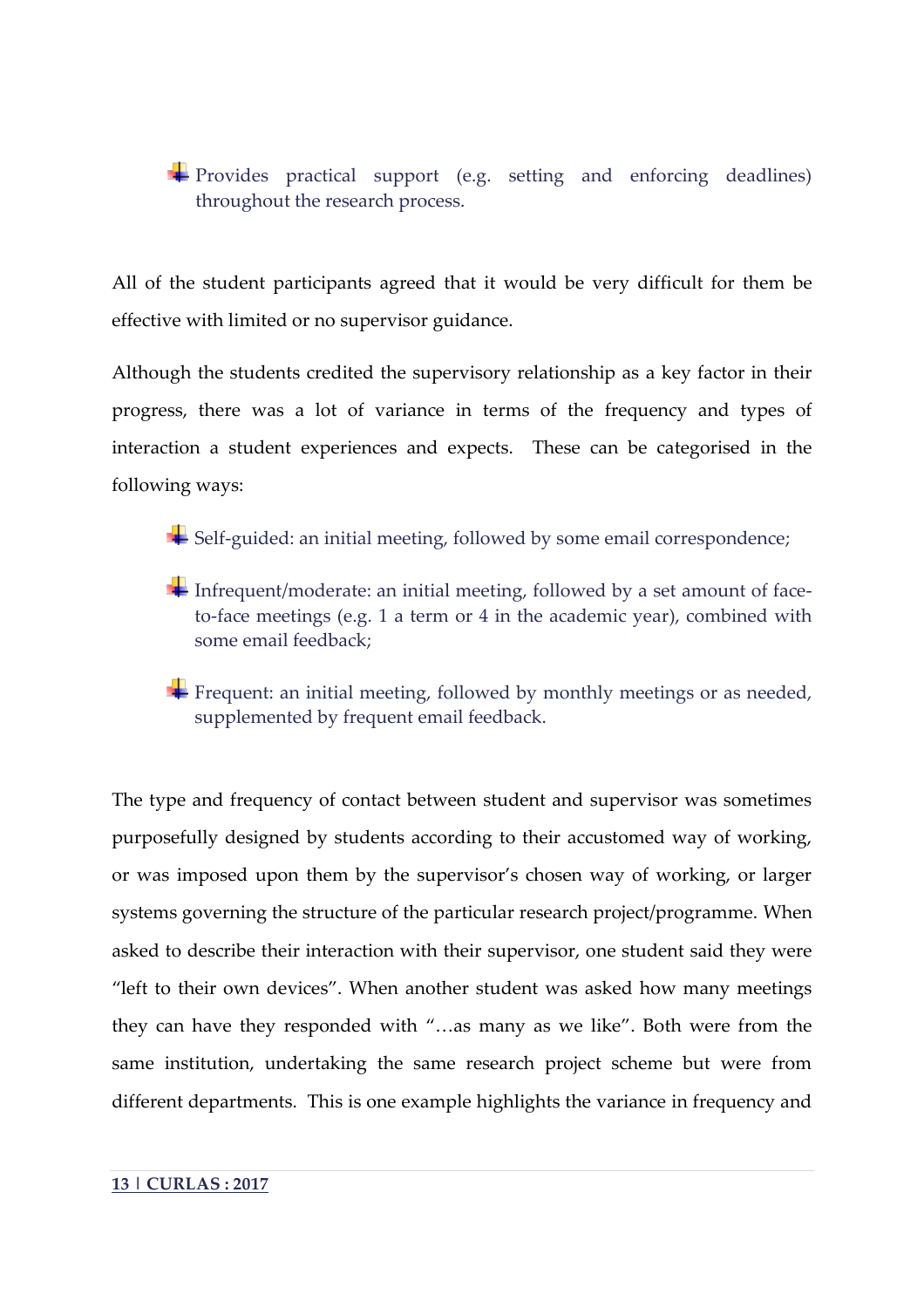- Provides practical support (e.g. setting and enforcing deadlines) throughout the research process.

All of the student participants agreed that it would be very difficult for them be effective with limited or no supervisor guidance.

Although the students credited the supervisory relationship as a key factor in their progress, there was a lot of variance in terms of the frequency and types of interaction a student experiences and expects. These can be categorised in the following ways:

- Self-guided: an initial meeting, followed by some email correspondence;
- Infrequent/moderate: an initial meeting, followed by a set amount of face-to-face meetings (e.g. 1 a term or 4 in the academic year), combined with some email feedback;
- Frequent: an initial meeting, followed by monthly meetings or as needed, supplemented by frequent email feedback.

The type and frequency of contact between student and supervisor was sometimes purposefully designed by students according to their accustomed way of working, or was imposed upon them by the supervisor's chosen way of working, or larger systems governing the structure of the particular research project/programme. When asked to describe their interaction with their supervisor, one student said they were "left to their own devices". When another student was asked how many meetings they can have they responded with "…as many as we like". Both were from the same institution, undertaking the same research project scheme but were from different departments. This is one example highlights the variance in frequency and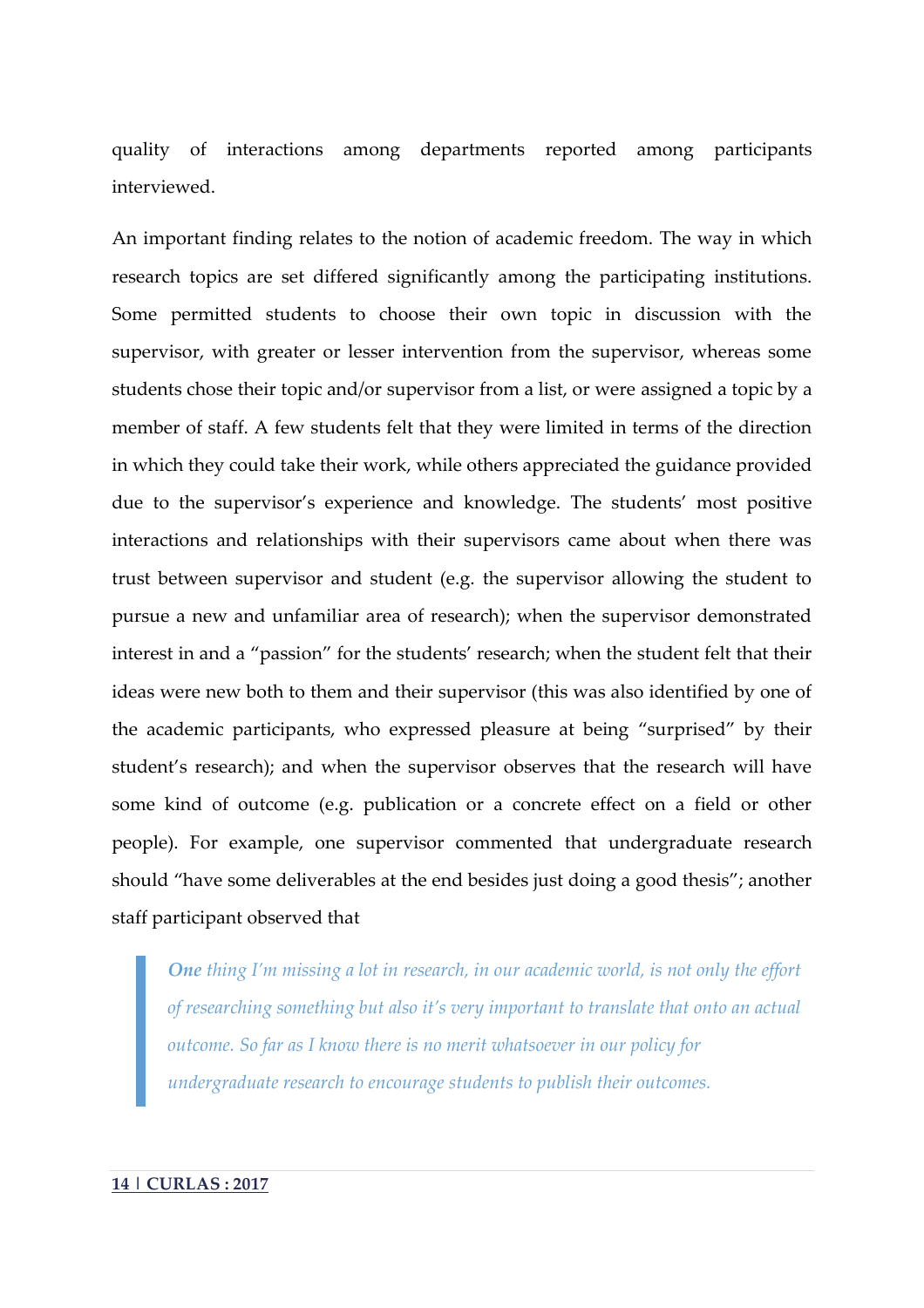quality of interactions among departments reported among participants interviewed.

An important finding relates to the notion of academic freedom. The way in which research topics are set differed significantly among the participating institutions. Some permitted students to choose their own topic in discussion with the supervisor, with greater or lesser intervention from the supervisor, whereas some students chose their topic and/or supervisor from a list, or were assigned a topic by a member of staff. A few students felt that they were limited in terms of the direction in which they could take their work, while others appreciated the guidance provided due to the supervisor's experience and knowledge. The students' most positive interactions and relationships with their supervisors came about when there was trust between supervisor and student (e.g. the supervisor allowing the student to pursue a new and unfamiliar area of research); when the supervisor demonstrated interest in and a "passion" for the students' research; when the student felt that their ideas were new both to them and their supervisor (this was also identified by one of the academic participants, who expressed pleasure at being "surprised" by their student's research); and when the supervisor observes that the research will have some kind of outcome (e.g. publication or a concrete effect on a field or other people). For example, one supervisor commented that undergraduate research should "have some deliverables at the end besides just doing a good thesis"; another staff participant observed that

> ***One*** *thing I'm missing a lot in research, in our academic world, is not only the effort of researching something but also it's very important to translate that onto an actual outcome. So far as I know there is no merit whatsoever in our policy for undergraduate research to encourage students to publish their outcomes.*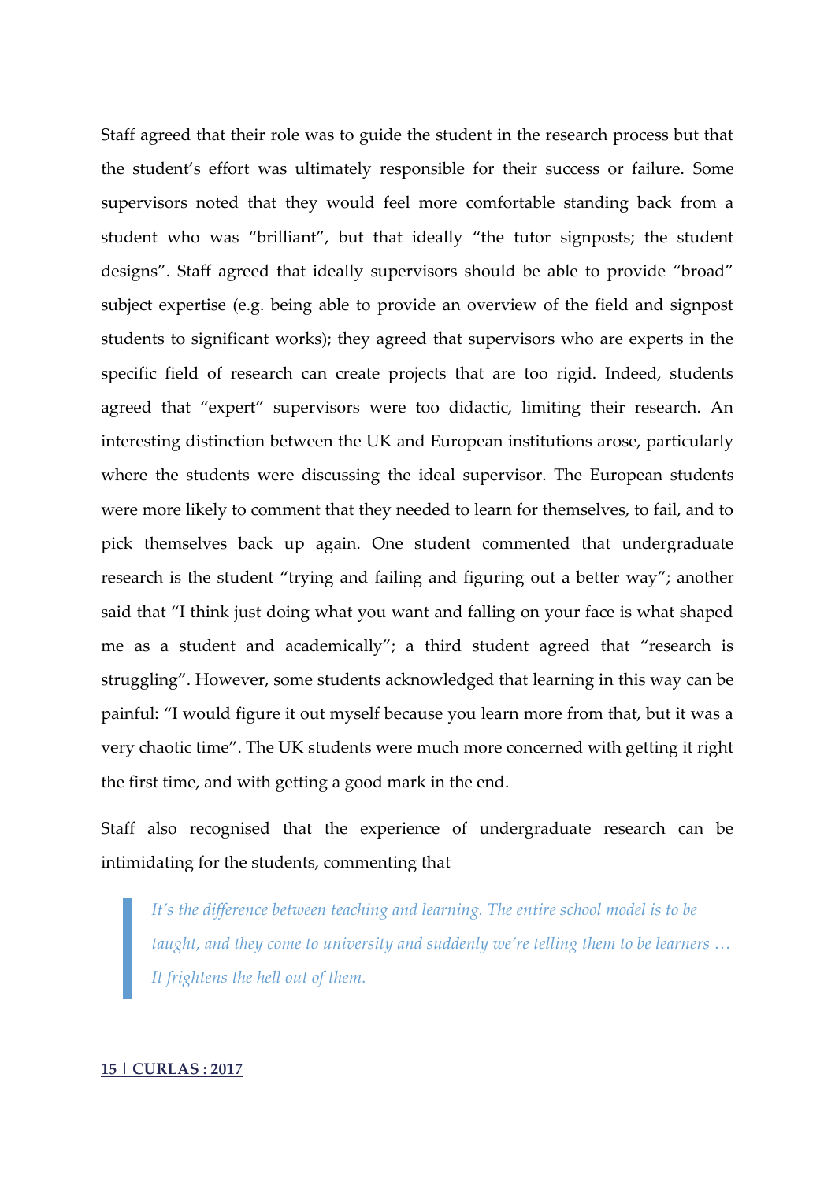Staff agreed that their role was to guide the student in the research process but that the student's effort was ultimately responsible for their success or failure. Some supervisors noted that they would feel more comfortable standing back from a student who was "brilliant", but that ideally "the tutor signposts; the student designs". Staff agreed that ideally supervisors should be able to provide "broad" subject expertise (e.g. being able to provide an overview of the field and signpost students to significant works); they agreed that supervisors who are experts in the specific field of research can create projects that are too rigid. Indeed, students agreed that "expert" supervisors were too didactic, limiting their research. An interesting distinction between the UK and European institutions arose, particularly where the students were discussing the ideal supervisor. The European students were more likely to comment that they needed to learn for themselves, to fail, and to pick themselves back up again. One student commented that undergraduate research is the student "trying and failing and figuring out a better way"; another said that "I think just doing what you want and falling on your face is what shaped me as a student and academically"; a third student agreed that "research is struggling". However, some students acknowledged that learning in this way can be painful: "I would figure it out myself because you learn more from that, but it was a very chaotic time". The UK students were much more concerned with getting it right the first time, and with getting a good mark in the end.

Staff also recognised that the experience of undergraduate research can be intimidating for the students, commenting that

> *It's the difference between teaching and learning. The entire school model is to be taught, and they come to university and suddenly we're telling them to be learners … It frightens the hell out of them.*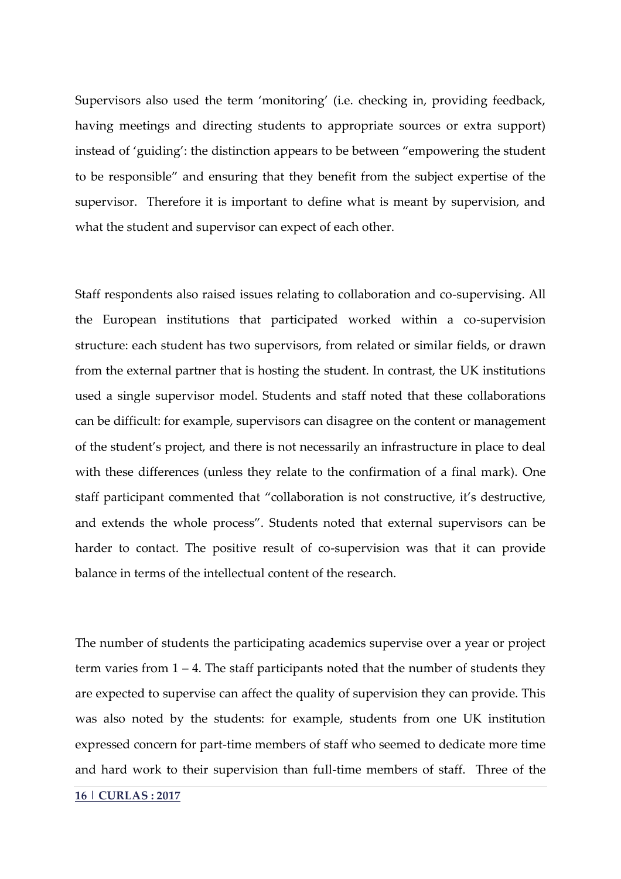Supervisors also used the term 'monitoring' (i.e. checking in, providing feedback, having meetings and directing students to appropriate sources or extra support) instead of 'guiding': the distinction appears to be between "empowering the student to be responsible" and ensuring that they benefit from the subject expertise of the supervisor. Therefore it is important to define what is meant by supervision, and what the student and supervisor can expect of each other.

Staff respondents also raised issues relating to collaboration and co-supervising. All the European institutions that participated worked within a co-supervision structure: each student has two supervisors, from related or similar fields, or drawn from the external partner that is hosting the student. In contrast, the UK institutions used a single supervisor model. Students and staff noted that these collaborations can be difficult: for example, supervisors can disagree on the content or management of the student's project, and there is not necessarily an infrastructure in place to deal with these differences (unless they relate to the confirmation of a final mark). One staff participant commented that "collaboration is not constructive, it's destructive, and extends the whole process". Students noted that external supervisors can be harder to contact. The positive result of co-supervision was that it can provide balance in terms of the intellectual content of the research.

The number of students the participating academics supervise over a year or project term varies from 1 – 4. The staff participants noted that the number of students they are expected to supervise can affect the quality of supervision they can provide. This was also noted by the students: for example, students from one UK institution expressed concern for part-time members of staff who seemed to dedicate more time and hard work to their supervision than full-time members of staff. Three of the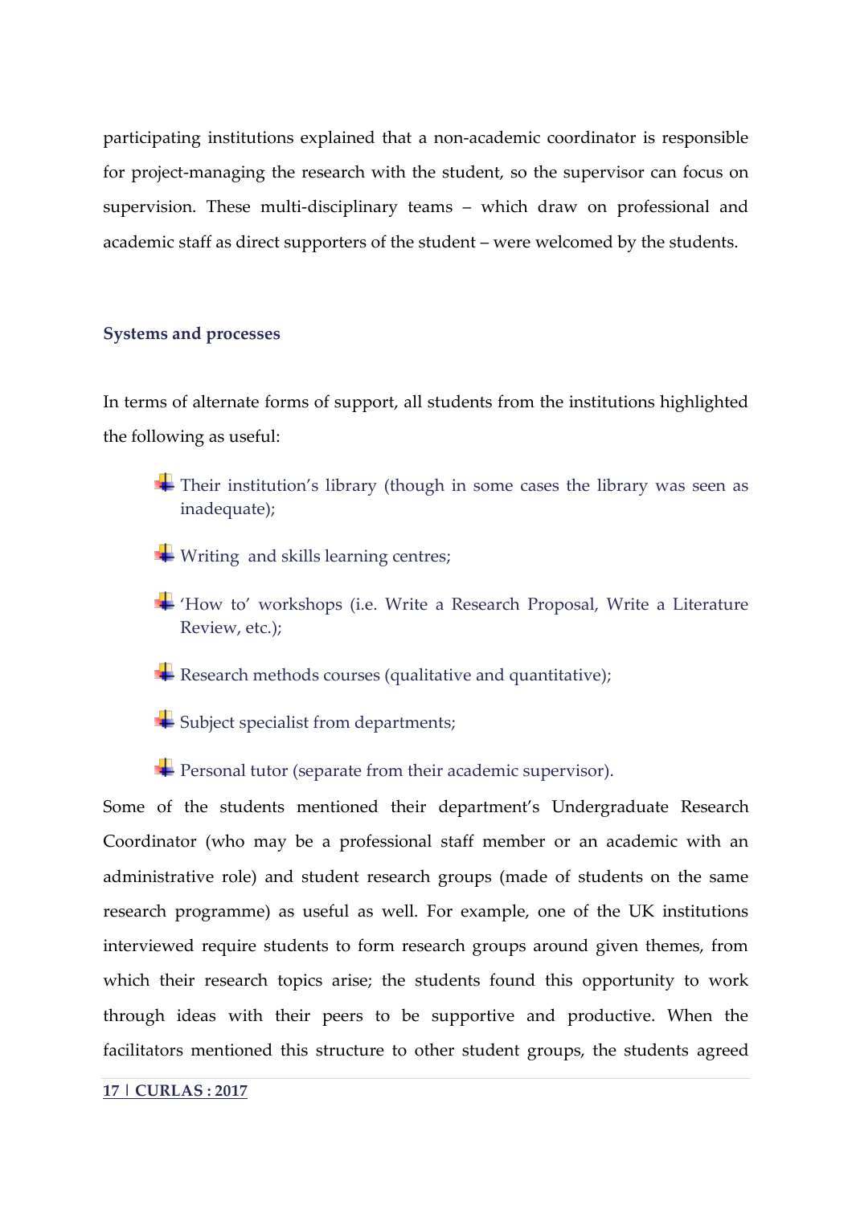participating institutions explained that a non-academic coordinator is responsible for project-managing the research with the student, so the supervisor can focus on supervision. These multi-disciplinary teams – which draw on professional and academic staff as direct supporters of the student – were welcomed by the students.

### Systems and processes

In terms of alternate forms of support, all students from the institutions highlighted the following as useful:

- Their institution's library (though in some cases the library was seen as inadequate);
- Writing  and skills learning centres;
- 'How to' workshops (i.e. Write a Research Proposal, Write a Literature Review, etc.);
- Research methods courses (qualitative and quantitative);
- Subject specialist from departments;
- Personal tutor (separate from their academic supervisor).

Some of the students mentioned their department's Undergraduate Research Coordinator (who may be a professional staff member or an academic with an administrative role) and student research groups (made of students on the same research programme) as useful as well. For example, one of the UK institutions interviewed require students to form research groups around given themes, from which their research topics arise; the students found this opportunity to work through ideas with their peers to be supportive and productive. When the facilitators mentioned this structure to other student groups, the students agreed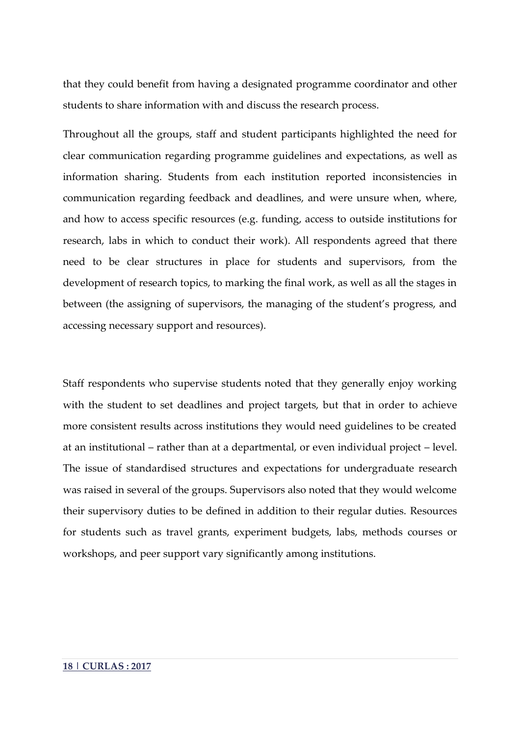that they could benefit from having a designated programme coordinator and other students to share information with and discuss the research process.

Throughout all the groups, staff and student participants highlighted the need for clear communication regarding programme guidelines and expectations, as well as information sharing. Students from each institution reported inconsistencies in communication regarding feedback and deadlines, and were unsure when, where, and how to access specific resources (e.g. funding, access to outside institutions for research, labs in which to conduct their work). All respondents agreed that there need to be clear structures in place for students and supervisors, from the development of research topics, to marking the final work, as well as all the stages in between (the assigning of supervisors, the managing of the student's progress, and accessing necessary support and resources).

Staff respondents who supervise students noted that they generally enjoy working with the student to set deadlines and project targets, but that in order to achieve more consistent results across institutions they would need guidelines to be created at an institutional – rather than at a departmental, or even individual project – level. The issue of standardised structures and expectations for undergraduate research was raised in several of the groups. Supervisors also noted that they would welcome their supervisory duties to be defined in addition to their regular duties. Resources for students such as travel grants, experiment budgets, labs, methods courses or workshops, and peer support vary significantly among institutions.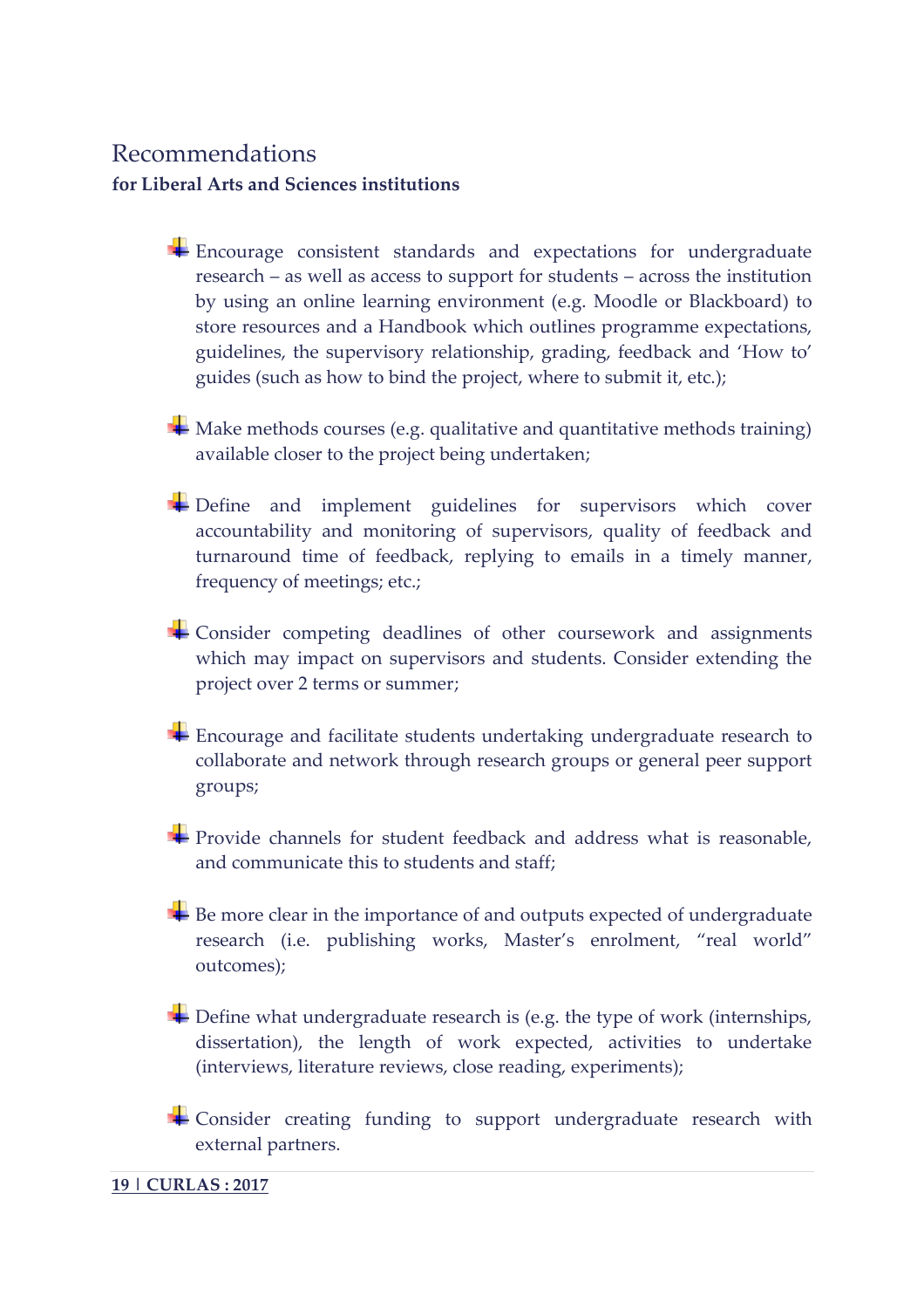## Recommendations

**for Liberal Arts and Sciences institutions**

- Encourage consistent standards and expectations for undergraduate research – as well as access to support for students – across the institution by using an online learning environment (e.g. Moodle or Blackboard) to store resources and a Handbook which outlines programme expectations, guidelines, the supervisory relationship, grading, feedback and 'How to' guides (such as how to bind the project, where to submit it, etc.);

- Make methods courses (e.g. qualitative and quantitative methods training) available closer to the project being undertaken;

- Define and implement guidelines for supervisors which cover accountability and monitoring of supervisors, quality of feedback and turnaround time of feedback, replying to emails in a timely manner, frequency of meetings; etc.;

- Consider competing deadlines of other coursework and assignments which may impact on supervisors and students. Consider extending the project over 2 terms or summer;

- Encourage and facilitate students undertaking undergraduate research to collaborate and network through research groups or general peer support groups;

- Provide channels for student feedback and address what is reasonable, and communicate this to students and staff;

- Be more clear in the importance of and outputs expected of undergraduate research (i.e. publishing works, Master's enrolment, "real world" outcomes);

- Define what undergraduate research is (e.g. the type of work (internships, dissertation), the length of work expected, activities to undertake (interviews, literature reviews, close reading, experiments);

- Consider creating funding to support undergraduate research with external partners.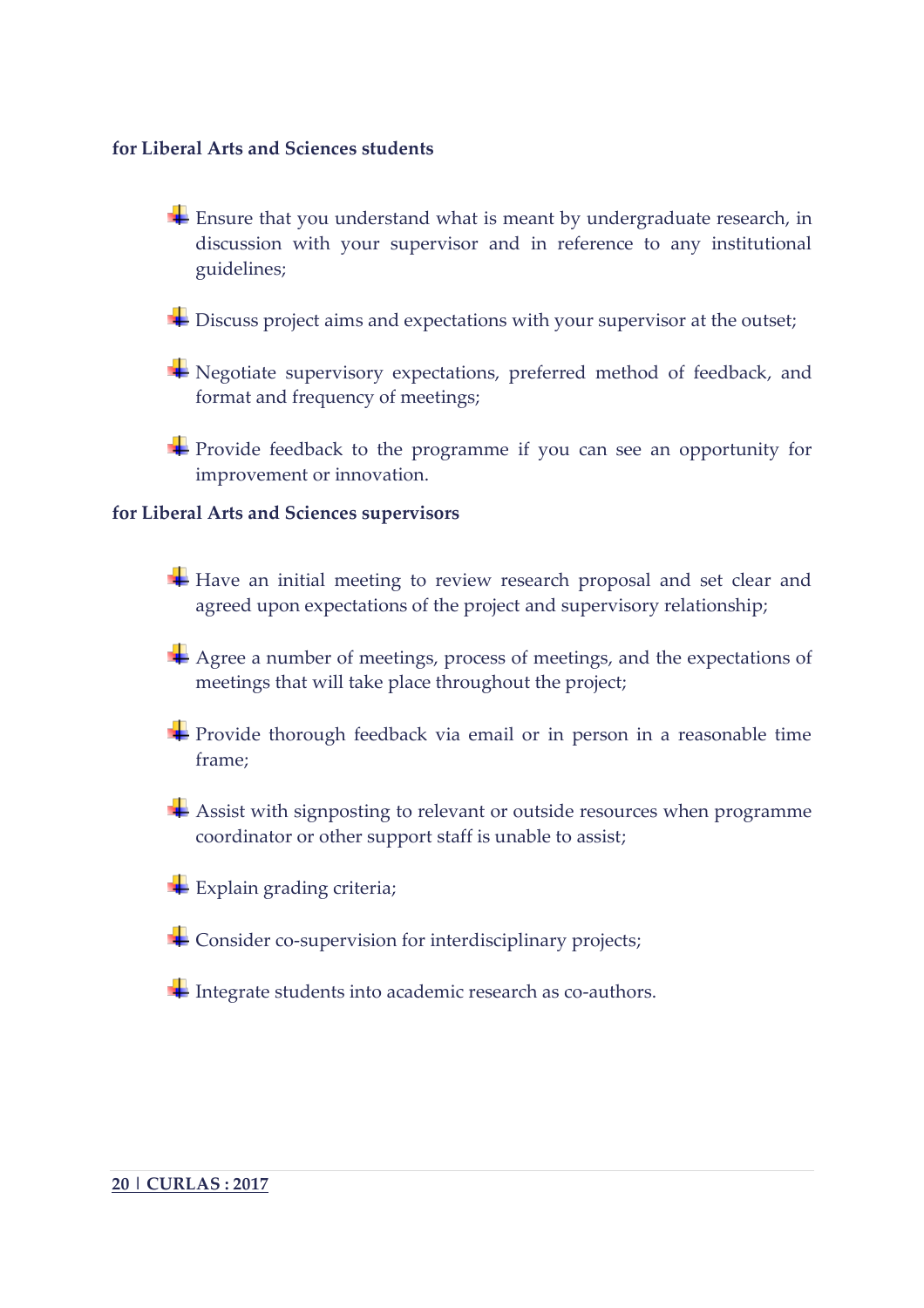**for Liberal Arts and Sciences students**

- Ensure that you understand what is meant by undergraduate research, in discussion with your supervisor and in reference to any institutional guidelines;
- Discuss project aims and expectations with your supervisor at the outset;
- Negotiate supervisory expectations, preferred method of feedback, and format and frequency of meetings;
- Provide feedback to the programme if you can see an opportunity for improvement or innovation.

**for Liberal Arts and Sciences supervisors**

- Have an initial meeting to review research proposal and set clear and agreed upon expectations of the project and supervisory relationship;
- Agree a number of meetings, process of meetings, and the expectations of meetings that will take place throughout the project;
- Provide thorough feedback via email or in person in a reasonable time frame;
- Assist with signposting to relevant or outside resources when programme coordinator or other support staff is unable to assist;
- Explain grading criteria;
- Consider co-supervision for interdisciplinary projects;
- Integrate students into academic research as co-authors.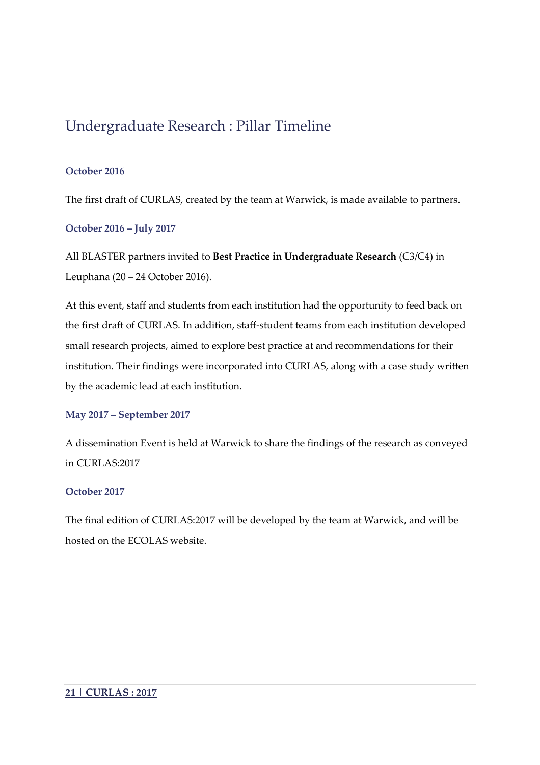# Undergraduate Research : Pillar Timeline

### October 2016

The first draft of CURLAS, created by the team at Warwick, is made available to partners.

### October 2016 – July 2017

All BLASTER partners invited to **Best Practice in Undergraduate Research** (C3/C4) in Leuphana (20 – 24 October 2016).

At this event, staff and students from each institution had the opportunity to feed back on the first draft of CURLAS. In addition, staff-student teams from each institution developed small research projects, aimed to explore best practice at and recommendations for their institution. Their findings were incorporated into CURLAS, along with a case study written by the academic lead at each institution.

### May 2017 – September 2017

A dissemination Event is held at Warwick to share the findings of the research as conveyed in CURLAS:2017

### October 2017

The final edition of CURLAS:2017 will be developed by the team at Warwick, and will be hosted on the ECOLAS website.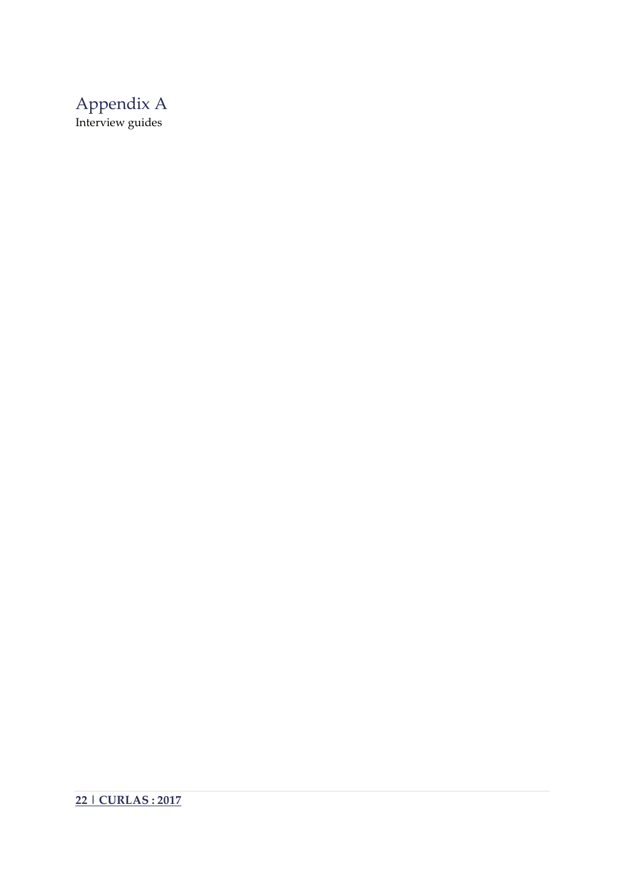# Appendix A

Interview guides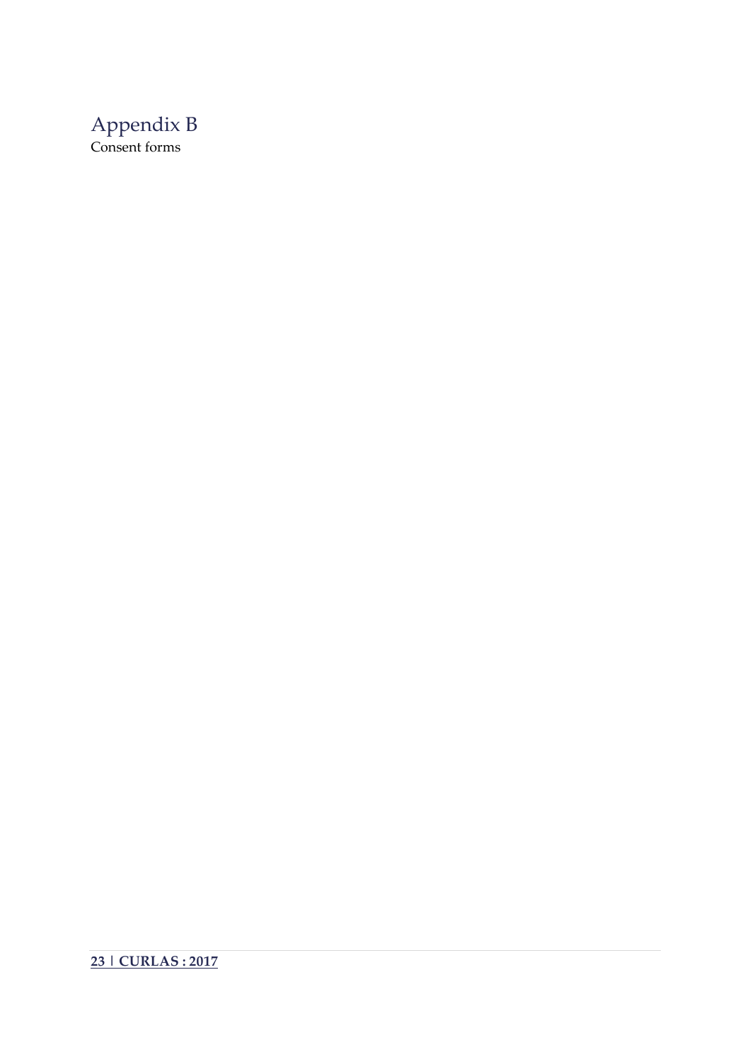# Appendix B

Consent forms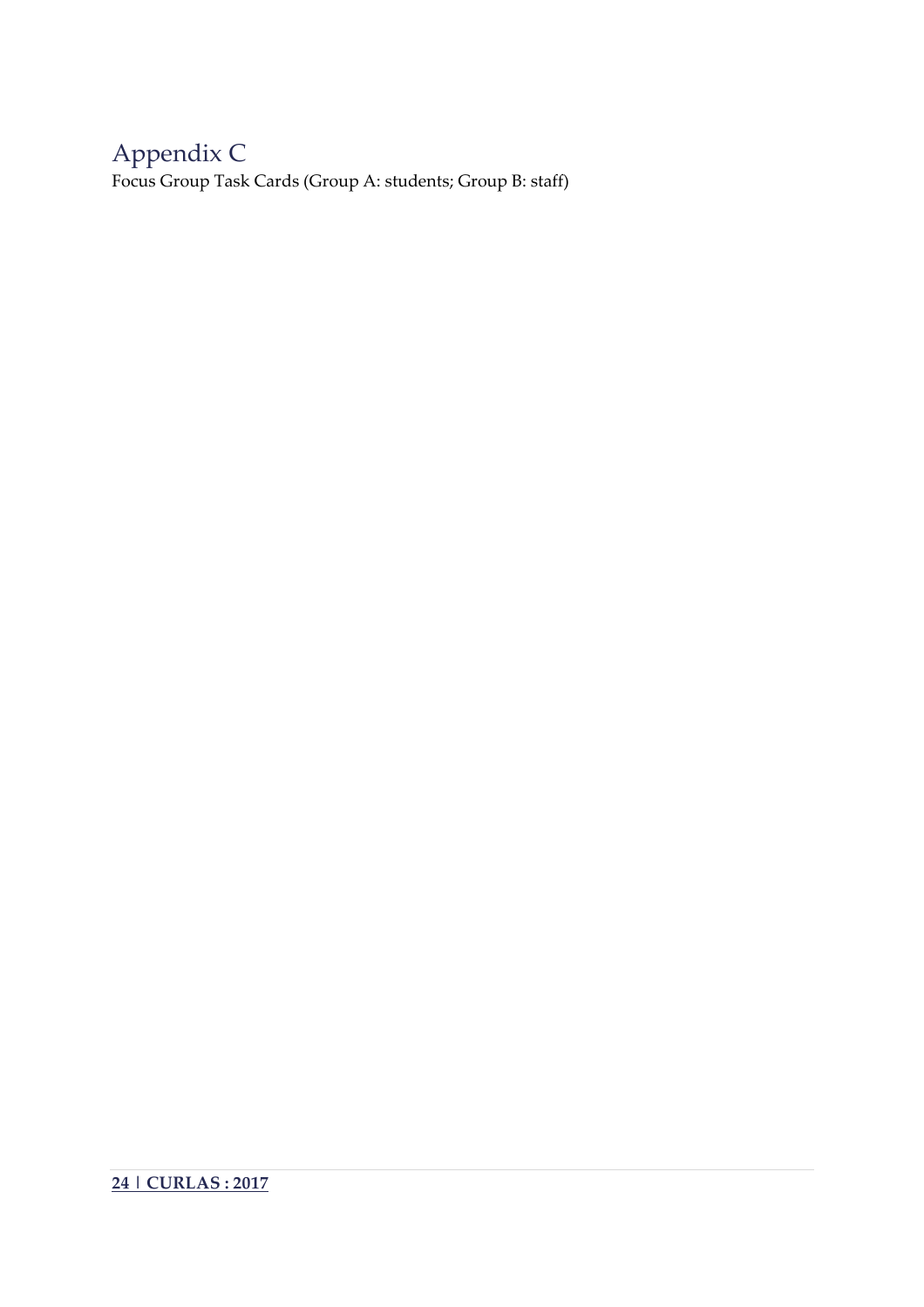# Appendix C

Focus Group Task Cards (Group A: students; Group B: staff)